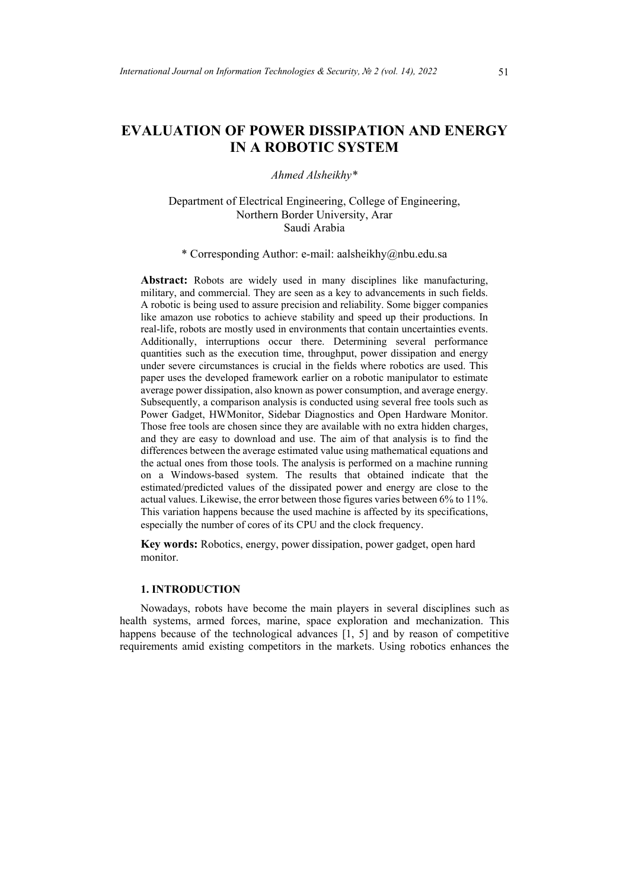# EVALUATION OF POWER DISSIPATION AND ENERGY IN A ROBOTIC SYSTEM

*Ahmed Alsheikhy\**

Department of Electrical Engineering, College of Engineering,
Northern Border University, Arar
Saudi Arabia

\* Corresponding Author: e-mail: aalsheikhy@nbu.edu.sa

**Abstract:** Robots are widely used in many disciplines like manufacturing, military, and commercial. They are seen as a key to advancements in such fields. A robotic is being used to assure precision and reliability. Some bigger companies like amazon use robotics to achieve stability and speed up their productions. In real-life, robots are mostly used in environments that contain uncertainties events. Additionally, interruptions occur there. Determining several performance quantities such as the execution time, throughput, power dissipation and energy under severe circumstances is crucial in the fields where robotics are used. This paper uses the developed framework earlier on a robotic manipulator to estimate average power dissipation, also known as power consumption, and average energy. Subsequently, a comparison analysis is conducted using several free tools such as Power Gadget, HWMonitor, Sidebar Diagnostics and Open Hardware Monitor. Those free tools are chosen since they are available with no extra hidden charges, and they are easy to download and use. The aim of that analysis is to find the differences between the average estimated value using mathematical equations and the actual ones from those tools. The analysis is performed on a machine running on a Windows-based system. The results that obtained indicate that the estimated/predicted values of the dissipated power and energy are close to the actual values. Likewise, the error between those figures varies between 6% to 11%. This variation happens because the used machine is affected by its specifications, especially the number of cores of its CPU and the clock frequency.

**Key words:** Robotics, energy, power dissipation, power gadget, open hard monitor.

## 1. INTRODUCTION

Nowadays, robots have become the main players in several disciplines such as health systems, armed forces, marine, space exploration and mechanization. This happens because of the technological advances [1, 5] and by reason of competitive requirements amid existing competitors in the markets. Using robotics enhances the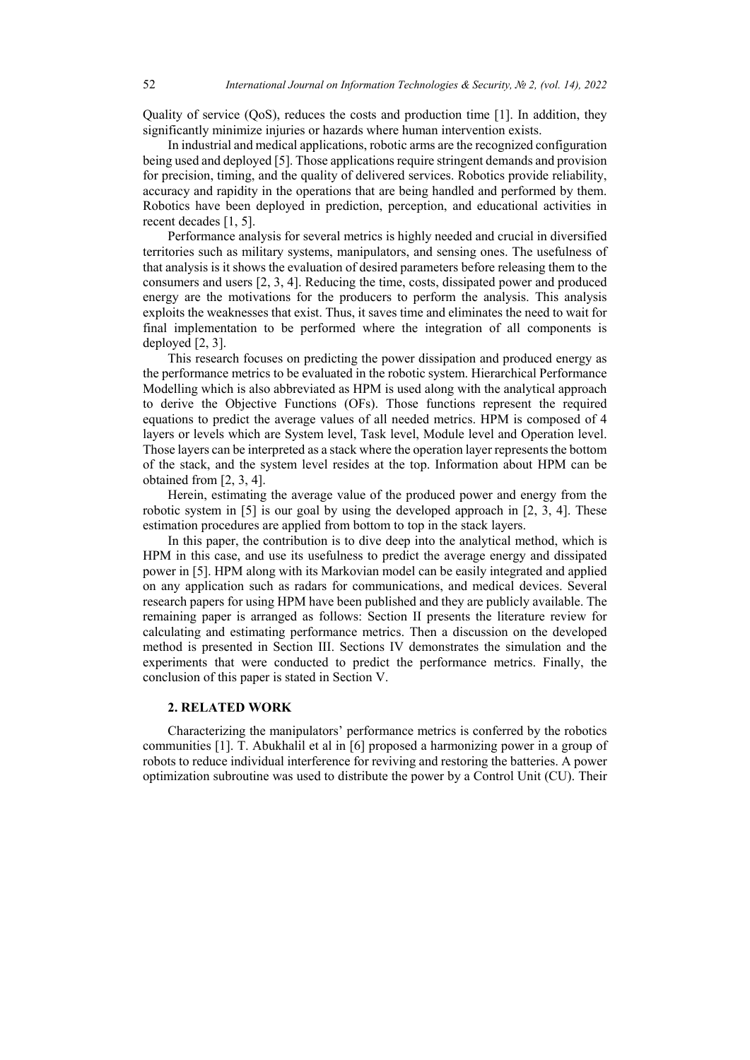Quality of service (QoS), reduces the costs and production time [1]. In addition, they significantly minimize injuries or hazards where human intervention exists.

In industrial and medical applications, robotic arms are the recognized configuration being used and deployed [5]. Those applications require stringent demands and provision for precision, timing, and the quality of delivered services. Robotics provide reliability, accuracy and rapidity in the operations that are being handled and performed by them. Robotics have been deployed in prediction, perception, and educational activities in recent decades [1, 5].

Performance analysis for several metrics is highly needed and crucial in diversified territories such as military systems, manipulators, and sensing ones. The usefulness of that analysis is it shows the evaluation of desired parameters before releasing them to the consumers and users [2, 3, 4]. Reducing the time, costs, dissipated power and produced energy are the motivations for the producers to perform the analysis. This analysis exploits the weaknesses that exist. Thus, it saves time and eliminates the need to wait for final implementation to be performed where the integration of all components is deployed [2, 3].

This research focuses on predicting the power dissipation and produced energy as the performance metrics to be evaluated in the robotic system. Hierarchical Performance Modelling which is also abbreviated as HPM is used along with the analytical approach to derive the Objective Functions (OFs). Those functions represent the required equations to predict the average values of all needed metrics. HPM is composed of 4 layers or levels which are System level, Task level, Module level and Operation level. Those layers can be interpreted as a stack where the operation layer represents the bottom of the stack, and the system level resides at the top. Information about HPM can be obtained from [2, 3, 4].

Herein, estimating the average value of the produced power and energy from the robotic system in [5] is our goal by using the developed approach in [2, 3, 4]. These estimation procedures are applied from bottom to top in the stack layers.

In this paper, the contribution is to dive deep into the analytical method, which is HPM in this case, and use its usefulness to predict the average energy and dissipated power in [5]. HPM along with its Markovian model can be easily integrated and applied on any application such as radars for communications, and medical devices. Several research papers for using HPM have been published and they are publicly available. The remaining paper is arranged as follows: Section II presents the literature review for calculating and estimating performance metrics. Then a discussion on the developed method is presented in Section III. Sections IV demonstrates the simulation and the experiments that were conducted to predict the performance metrics. Finally, the conclusion of this paper is stated in Section V.

## 2. RELATED WORK

Characterizing the manipulators' performance metrics is conferred by the robotics communities [1]. T. Abukhalil et al in [6] proposed a harmonizing power in a group of robots to reduce individual interference for reviving and restoring the batteries. A power optimization subroutine was used to distribute the power by a Control Unit (CU). Their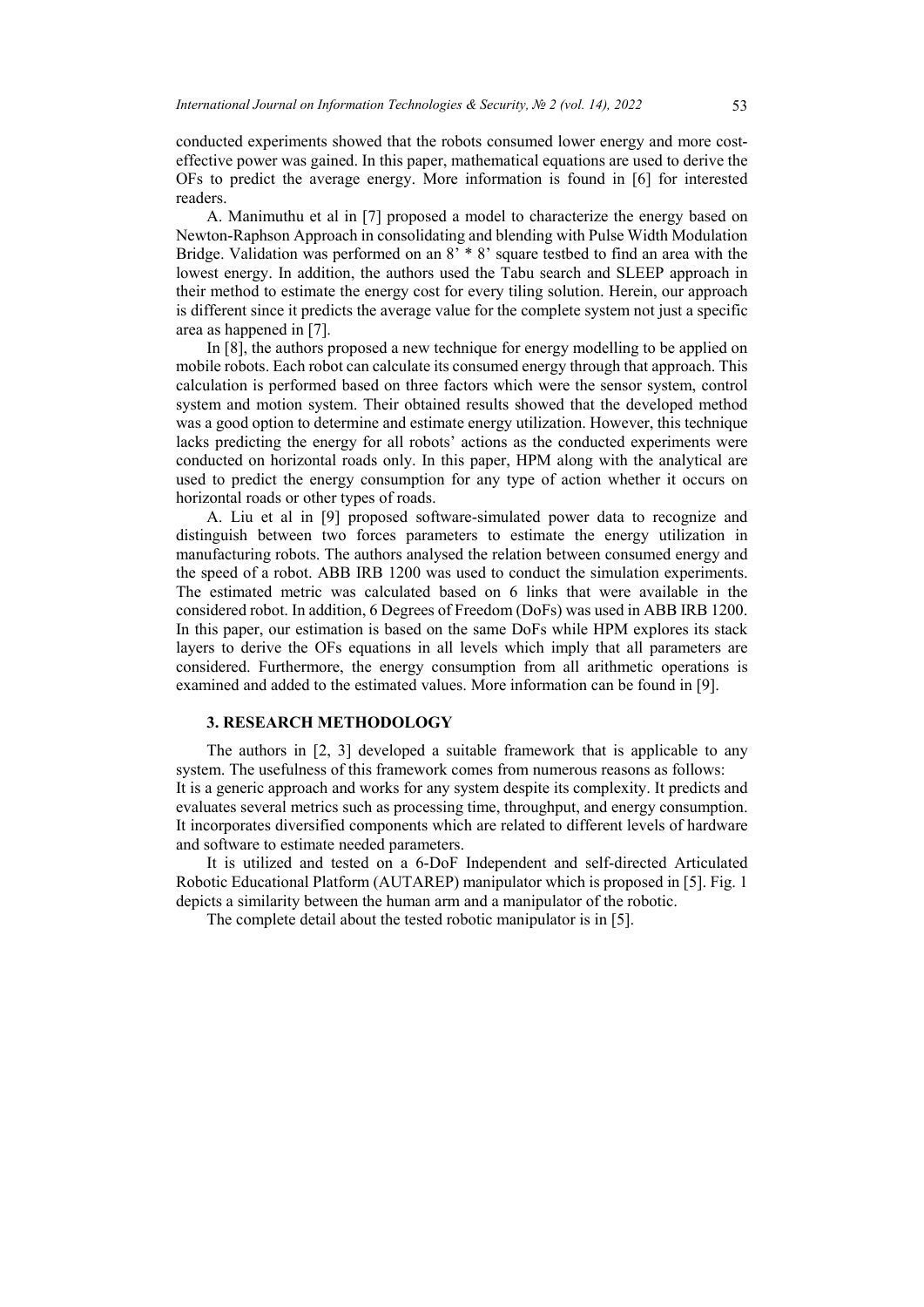conducted experiments showed that the robots consumed lower energy and more cost-effective power was gained. In this paper, mathematical equations are used to derive the OFs to predict the average energy. More information is found in [6] for interested readers.

A. Manimuthu et al in [7] proposed a model to characterize the energy based on Newton-Raphson Approach in consolidating and blending with Pulse Width Modulation Bridge. Validation was performed on an 8' * 8' square testbed to find an area with the lowest energy. In addition, the authors used the Tabu search and SLEEP approach in their method to estimate the energy cost for every tiling solution. Herein, our approach is different since it predicts the average value for the complete system not just a specific area as happened in [7].

In [8], the authors proposed a new technique for energy modelling to be applied on mobile robots. Each robot can calculate its consumed energy through that approach. This calculation is performed based on three factors which were the sensor system, control system and motion system. Their obtained results showed that the developed method was a good option to determine and estimate energy utilization. However, this technique lacks predicting the energy for all robots' actions as the conducted experiments were conducted on horizontal roads only. In this paper, HPM along with the analytical are used to predict the energy consumption for any type of action whether it occurs on horizontal roads or other types of roads.

A. Liu et al in [9] proposed software-simulated power data to recognize and distinguish between two forces parameters to estimate the energy utilization in manufacturing robots. The authors analysed the relation between consumed energy and the speed of a robot. ABB IRB 1200 was used to conduct the simulation experiments. The estimated metric was calculated based on 6 links that were available in the considered robot. In addition, 6 Degrees of Freedom (DoFs) was used in ABB IRB 1200. In this paper, our estimation is based on the same DoFs while HPM explores its stack layers to derive the OFs equations in all levels which imply that all parameters are considered. Furthermore, the energy consumption from all arithmetic operations is examined and added to the estimated values. More information can be found in [9].

## 3. RESEARCH METHODOLOGY

The authors in [2, 3] developed a suitable framework that is applicable to any system. The usefulness of this framework comes from numerous reasons as follows:
It is a generic approach and works for any system despite its complexity. It predicts and evaluates several metrics such as processing time, throughput, and energy consumption. It incorporates diversified components which are related to different levels of hardware and software to estimate needed parameters.

It is utilized and tested on a 6-DoF Independent and self-directed Articulated Robotic Educational Platform (AUTAREP) manipulator which is proposed in [5]. Fig. 1 depicts a similarity between the human arm and a manipulator of the robotic.

The complete detail about the tested robotic manipulator is in [5].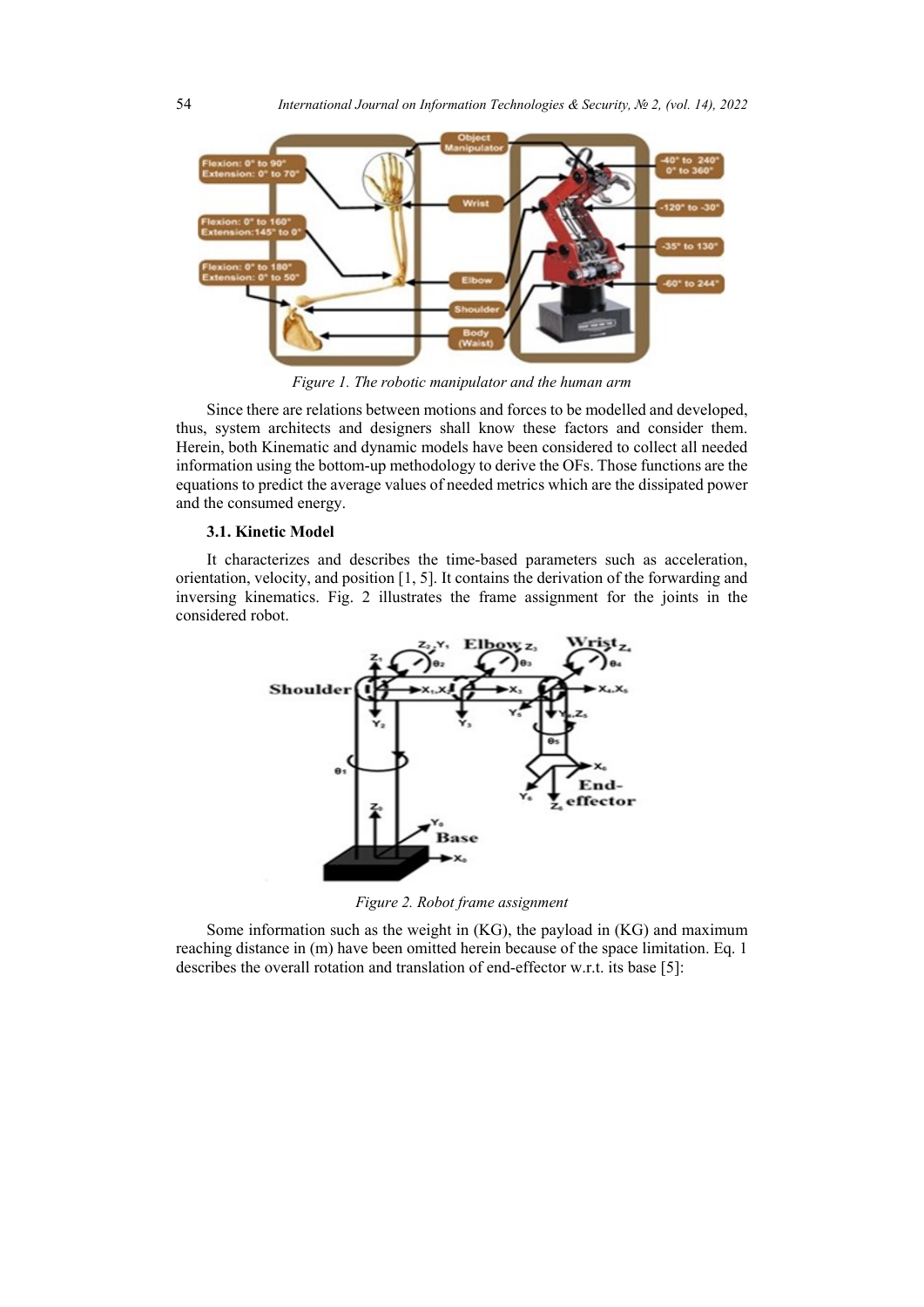Figure 1. The robotic manipulator and the human arm

Since there are relations between motions and forces to be modelled and developed, thus, system architects and designers shall know these factors and consider them. Herein, both Kinematic and dynamic models have been considered to collect all needed information using the bottom-up methodology to derive the OFs. Those functions are the equations to predict the average values of needed metrics which are the dissipated power and the consumed energy.

### 3.1. Kinetic Model

It characterizes and describes the time-based parameters such as acceleration, orientation, velocity, and position [1, 5]. It contains the derivation of the forwarding and inversing kinematics. Fig. 2 illustrates the frame assignment for the joints in the considered robot.

Figure 2. Robot frame assignment

Some information such as the weight in (KG), the payload in (KG) and maximum reaching distance in (m) have been omitted herein because of the space limitation. Eq. 1 describes the overall rotation and translation of end-effector w.r.t. its base [5]: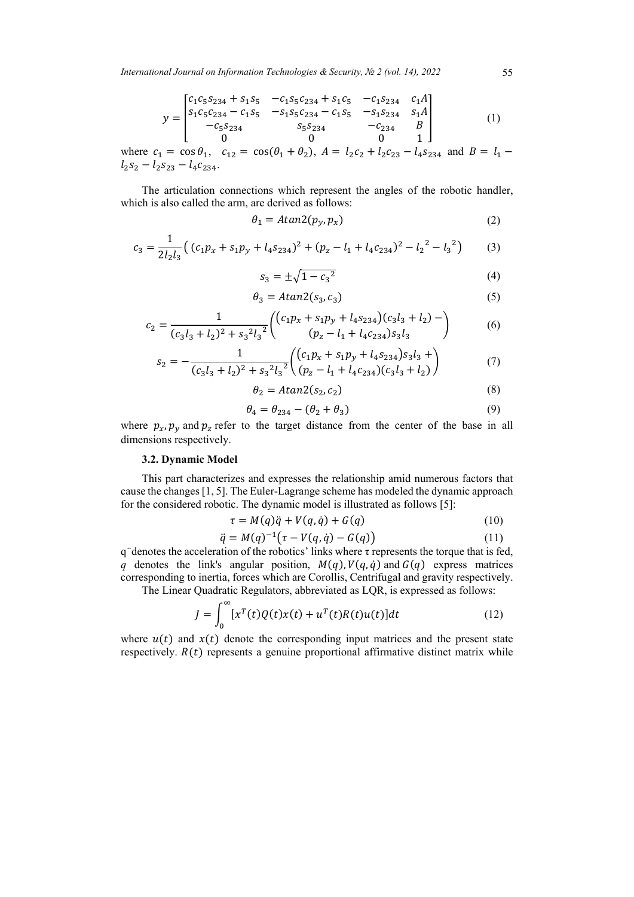$$y = \begin{bmatrix} c_1 c_5 s_{234} + s_1 s_5 & -c_1 s_5 c_{234} + s_1 c_5 & -c_1 s_{234} & c_1 A \\ s_1 c_5 c_{234} - c_1 s_5 & -s_1 s_5 c_{234} - c_1 s_5 & -s_1 s_{234} & s_1 A \\ -c_5 s_{234} & s_5 s_{234} & -c_{234} & B \\ 0 & 0 & 0 & 1 \end{bmatrix} \tag{1}$$

where $c_1 = \cos\theta_1$, $c_{12} = \cos(\theta_1 + \theta_2)$, $A = l_2 c_2 + l_2 c_{23} - l_4 s_{234}$ and $B = l_1 - l_2 s_2 - l_2 s_{23} - l_4 c_{234}$.

The articulation connections which represent the angles of the robotic handler, which is also called the arm, are derived as follows:

$$\theta_1 = Atan2(p_y, p_x) \tag{2}$$

$$c_3 = \frac{1}{2 l_2 l_3}\left( (c_1 p_x + s_1 p_y + l_4 s_{234})^2 + (p_z - l_1 + l_4 c_{234})^2 - {l_2}^2 - {l_3}^2 \right) \tag{3}$$

$$s_3 = \pm\sqrt{1 - {c_3}^2} \tag{4}$$

$$\theta_3 = Atan2(s_3, c_3) \tag{5}$$

$$c_2 = \frac{1}{(c_3 l_3 + l_2)^2 + {s_3}^2 {l_3}^2}\begin{pmatrix} (c_1 p_x + s_1 p_y + l_4 s_{234})(c_3 l_3 + l_2) - \\ (p_z - l_1 + l_4 c_{234}) s_3 l_3 \end{pmatrix} \tag{6}$$

$$s_2 = -\frac{1}{(c_3 l_3 + l_2)^2 + {s_3}^2 {l_3}^2}\begin{pmatrix} (c_1 p_x + s_1 p_y + l_4 s_{234}) s_3 l_3 + \\ (p_z - l_1 + l_4 c_{234})(c_3 l_3 + l_2) \end{pmatrix} \tag{7}$$

$$\theta_2 = Atan2(s_2, c_2) \tag{8}$$

$$\theta_4 = \theta_{234} - (\theta_2 + \theta_3) \tag{9}$$

where $p_x, p_y$ and $p_z$ refer to the target distance from the center of the base in all dimensions respectively.

### 3.2. Dynamic Model

This part characterizes and expresses the relationship amid numerous factors that cause the changes [1, 5]. The Euler-Lagrange scheme has modeled the dynamic approach for the considered robotic. The dynamic model is illustrated as follows [5]:

$$\tau = M(q)\ddot{q} + V(q, \dot{q}) + G(q) \tag{10}$$

$$\ddot{q} = M(q)^{-1}\left(\tau - V(q, \dot{q}) - G(q)\right) \tag{11}$$

$\ddot{q}$ denotes the acceleration of the robotics' links where $\tau$ represents the torque that is fed, $q$ denotes the link's angular position, $M(q), V(q, \dot{q})$ and $G(q)$ express matrices corresponding to inertia, forces which are Corollis, Centrifugal and gravity respectively.

The Linear Quadratic Regulators, abbreviated as LQR, is expressed as follows:

$$J = \int_0^\infty [x^T(t) Q(t) x(t) + u^T(t) R(t) u(t)] dt \tag{12}$$

where $u(t)$ and $x(t)$ denote the corresponding input matrices and the present state respectively. $R(t)$ represents a genuine proportional affirmative distinct matrix while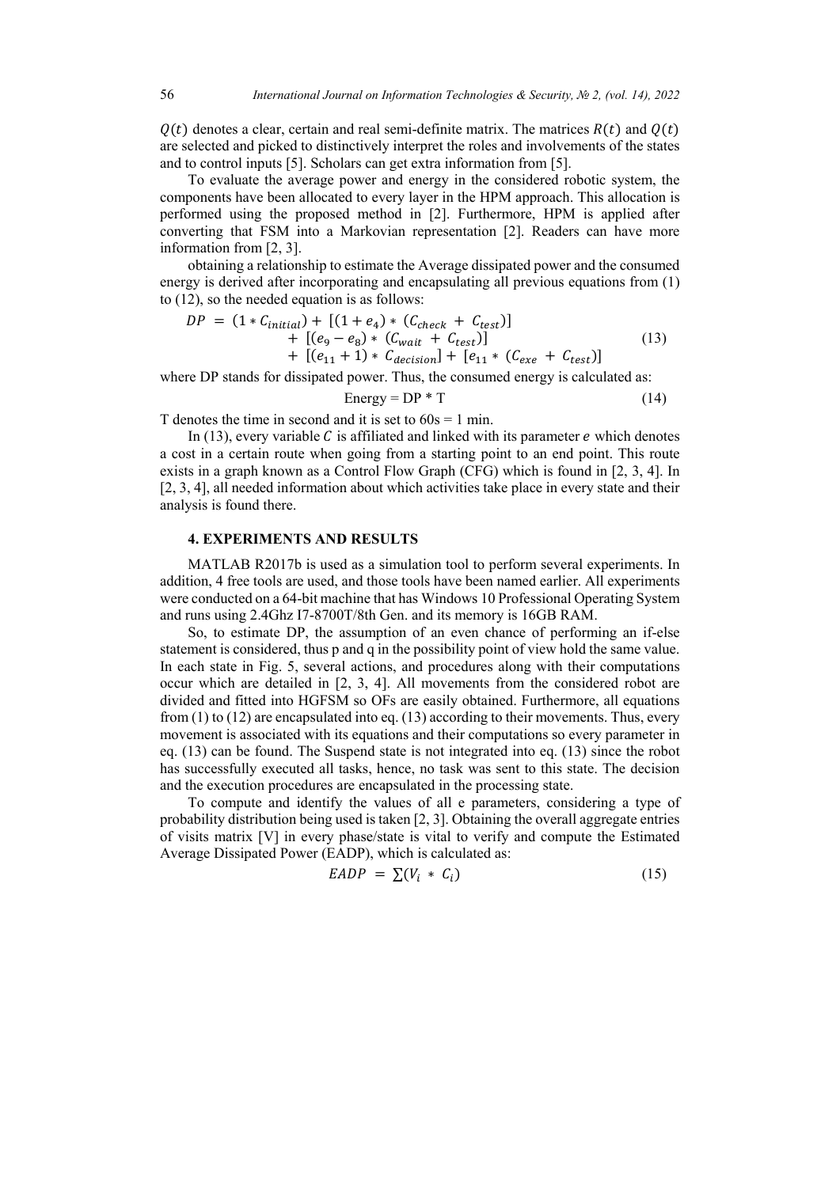$Q(t)$ denotes a clear, certain and real semi-definite matrix. The matrices $R(t)$ and $Q(t)$ are selected and picked to distinctively interpret the roles and involvements of the states and to control inputs [5]. Scholars can get extra information from [5].

To evaluate the average power and energy in the considered robotic system, the components have been allocated to every layer in the HPM approach. This allocation is performed using the proposed method in [2]. Furthermore, HPM is applied after converting that FSM into a Markovian representation [2]. Readers can have more information from [2, 3].

obtaining a relationship to estimate the Average dissipated power and the consumed energy is derived after incorporating and encapsulating all previous equations from (1) to (12), so the needed equation is as follows:

$$\begin{aligned} DP \ = \ & (1 * C_{initial}) + [(1 + e_4) * (C_{check} \ + \ C_{test})] \\ & + \ [(e_9 - e_8) * \ (C_{wait} \ + \ C_{test})] \\ & + \ [(e_{11} + 1) * \ C_{decision}] + [e_{11} * \ (C_{exe} \ + \ C_{test})] \end{aligned} \tag{13}$$

where DP stands for dissipated power. Thus, the consumed energy is calculated as:

$$\text{Energy} = \text{DP} * \text{T} \tag{14}$$

T denotes the time in second and it is set to 60s = 1 min.

In (13), every variable $C$ is affiliated and linked with its parameter $e$ which denotes a cost in a certain route when going from a starting point to an end point. This route exists in a graph known as a Control Flow Graph (CFG) which is found in [2, 3, 4]. In [2, 3, 4], all needed information about which activities take place in every state and their analysis is found there.

## 4. EXPERIMENTS AND RESULTS

MATLAB R2017b is used as a simulation tool to perform several experiments. In addition, 4 free tools are used, and those tools have been named earlier. All experiments were conducted on a 64-bit machine that has Windows 10 Professional Operating System and runs using 2.4Ghz I7-8700T/8th Gen. and its memory is 16GB RAM.

So, to estimate DP, the assumption of an even chance of performing an if-else statement is considered, thus p and q in the possibility point of view hold the same value. In each state in Fig. 5, several actions, and procedures along with their computations occur which are detailed in [2, 3, 4]. All movements from the considered robot are divided and fitted into HGFSM so OFs are easily obtained. Furthermore, all equations from (1) to (12) are encapsulated into eq. (13) according to their movements. Thus, every movement is associated with its equations and their computations so every parameter in eq. (13) can be found. The Suspend state is not integrated into eq. (13) since the robot has successfully executed all tasks, hence, no task was sent to this state. The decision and the execution procedures are encapsulated in the processing state.

To compute and identify the values of all e parameters, considering a type of probability distribution being used is taken [2, 3]. Obtaining the overall aggregate entries of visits matrix [V] in every phase/state is vital to verify and compute the Estimated Average Dissipated Power (EADP), which is calculated as:

$$EADP \ = \ \sum(V_i \ * \ C_i) \tag{15}$$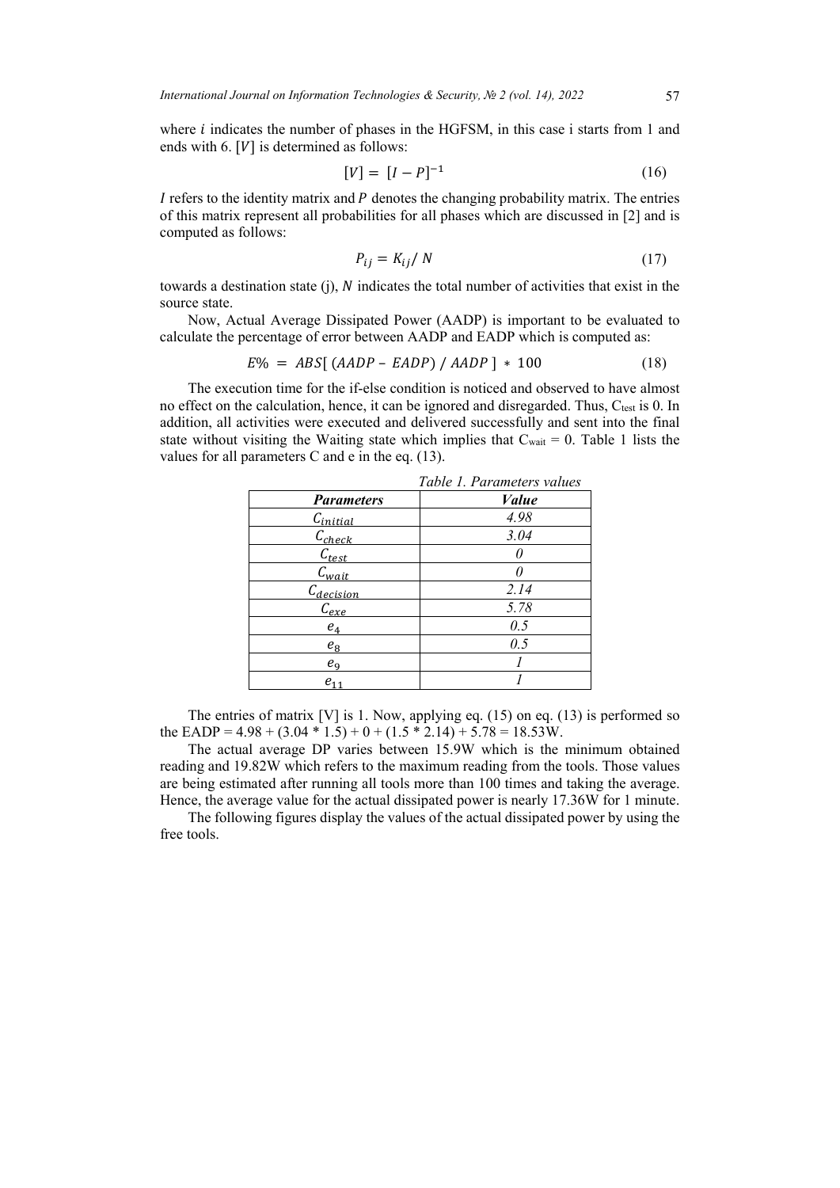where $i$ indicates the number of phases in the HGFSM, in this case i starts from 1 and ends with 6. $[V]$ is determined as follows:

$$[V] = [I - P]^{-1} \tag{16}$$

$I$ refers to the identity matrix and $P$ denotes the changing probability matrix. The entries of this matrix represent all probabilities for all phases which are discussed in [2] and is computed as follows:

$$P_{ij} = K_{ij} / N \tag{17}$$

towards a destination state (j), $N$ indicates the total number of activities that exist in the source state.

Now, Actual Average Dissipated Power (AADP) is important to be evaluated to calculate the percentage of error between AADP and EADP which is computed as:

$$E\% = ABS[(AADP - EADP) / AADP] * 100 \tag{18}$$

The execution time for the if-else condition is noticed and observed to have almost no effect on the calculation, hence, it can be ignored and disregarded. Thus, $C_{test}$ is 0. In addition, all activities were executed and delivered successfully and sent into the final state without visiting the Waiting state which implies that $C_{wait} = 0$. Table 1 lists the values for all parameters C and e in the eq. (13).

*Table 1. Parameters values*

| ***Parameters*** | ***Value*** |
|---|---|
| $C_{initial}$ | *4.98* |
| $C_{check}$ | *3.04* |
| $C_{test}$ | *0* |
| $C_{wait}$ | *0* |
| $C_{decision}$ | *2.14* |
| $C_{exe}$ | *5.78* |
| $e_4$ | *0.5* |
| $e_8$ | *0.5* |
| $e_9$ | *1* |
| $e_{11}$ | *1* |

The entries of matrix [V] is 1. Now, applying eq. (15) on eq. (13) is performed so the EADP = 4.98 + (3.04 * 1.5) + 0 + (1.5 * 2.14) + 5.78 = 18.53W.

The actual average DP varies between 15.9W which is the minimum obtained reading and 19.82W which refers to the maximum reading from the tools. Those values are being estimated after running all tools more than 100 times and taking the average. Hence, the average value for the actual dissipated power is nearly 17.36W for 1 minute.

The following figures display the values of the actual dissipated power by using the free tools.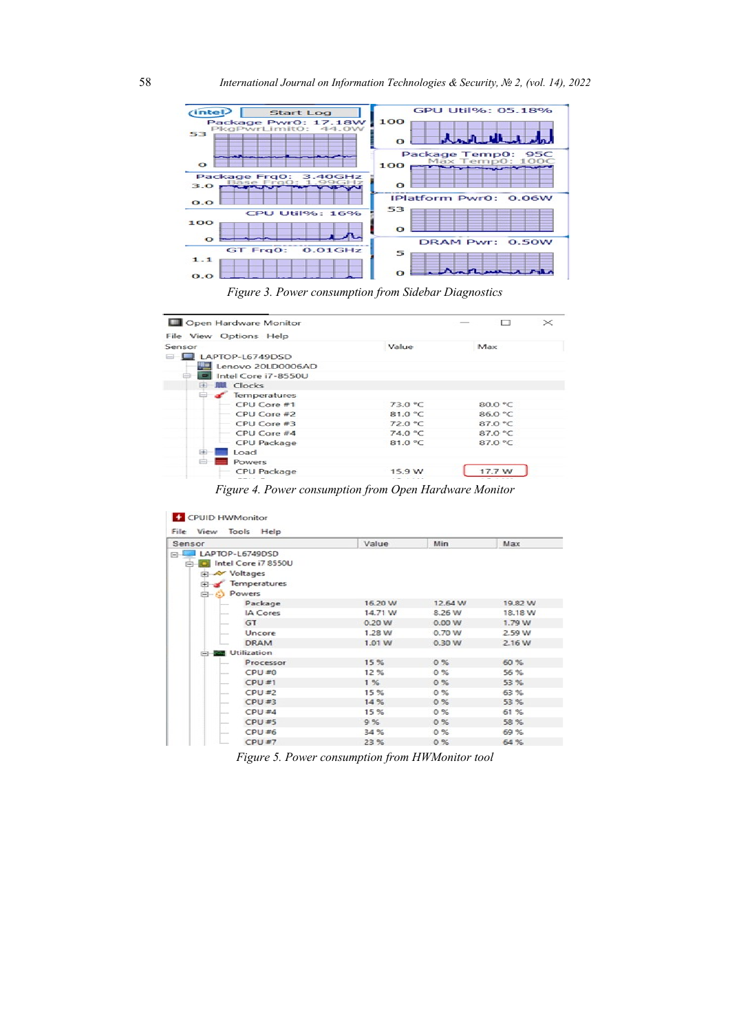intel Start Log
Package Pwr0: 17.18W
PkgPwrLimit0: 44.0W
53
0
Package Frq0: 3.40GHz
Base Frq0: 1.99GHz
3.0
0.0
CPU Util%: 16%
100
0
GT Frq0: 0.01GHz
1.1
0.0
GPU Util%: 05.18%
100
0
Package Temp0: 95C
Max Temp0: 100C
100
0
IPlatform Pwr0: 0.06W
53
0
DRAM Pwr: 0.50W
5
0

*Figure 3. Power consumption from Sidebar Diagnostics*

Open Hardware Monitor

File View Options Help

| Sensor | Value | Max |
|---|---|---|
| LAPTOP-L6749DSD | | |
| Lenovo 20LD0006AD | | |
| Intel Core i7-8550U | | |
| Clocks | | |
| Temperatures | | |
| CPU Core #1 | 73.0 °C | 80.0 °C |
| CPU Core #2 | 81.0 °C | 86.0 °C |
| CPU Core #3 | 72.0 °C | 87.0 °C |
| CPU Core #4 | 74.0 °C | 87.0 °C |
| CPU Package | 81.0 °C | 87.0 °C |
| Load | | |
| Powers | | |
| CPU Package | 15.9 W | 17.7 W |

*Figure 4. Power consumption from Open Hardware Monitor*

CPUID HWMonitor

File View Tools Help

| Sensor | Value | Min | Max |
|---|---|---|---|
| LAPTOP-L6749DSD | | | |
| Intel Core i7 8550U | | | |
| Voltages | | | |
| Temperatures | | | |
| Powers | | | |
| Package | 16.20 W | 12.64 W | 19.82 W |
| IA Cores | 14.71 W | 8.26 W | 18.18 W |
| GT | 0.20 W | 0.00 W | 1.79 W |
| Uncore | 1.28 W | 0.70 W | 2.59 W |
| DRAM | 1.01 W | 0.30 W | 2.16 W |
| Utilization | | | |
| Processor | 15 % | 0 % | 60 % |
| CPU #0 | 12 % | 0 % | 56 % |
| CPU #1 | 1 % | 0 % | 53 % |
| CPU #2 | 15 % | 0 % | 63 % |
| CPU #3 | 14 % | 0 % | 53 % |
| CPU #4 | 15 % | 0 % | 61 % |
| CPU #5 | 9 % | 0 % | 58 % |
| CPU #6 | 34 % | 0 % | 69 % |
| CPU #7 | 23 % | 0 % | 64 % |

*Figure 5. Power consumption from HWMonitor tool*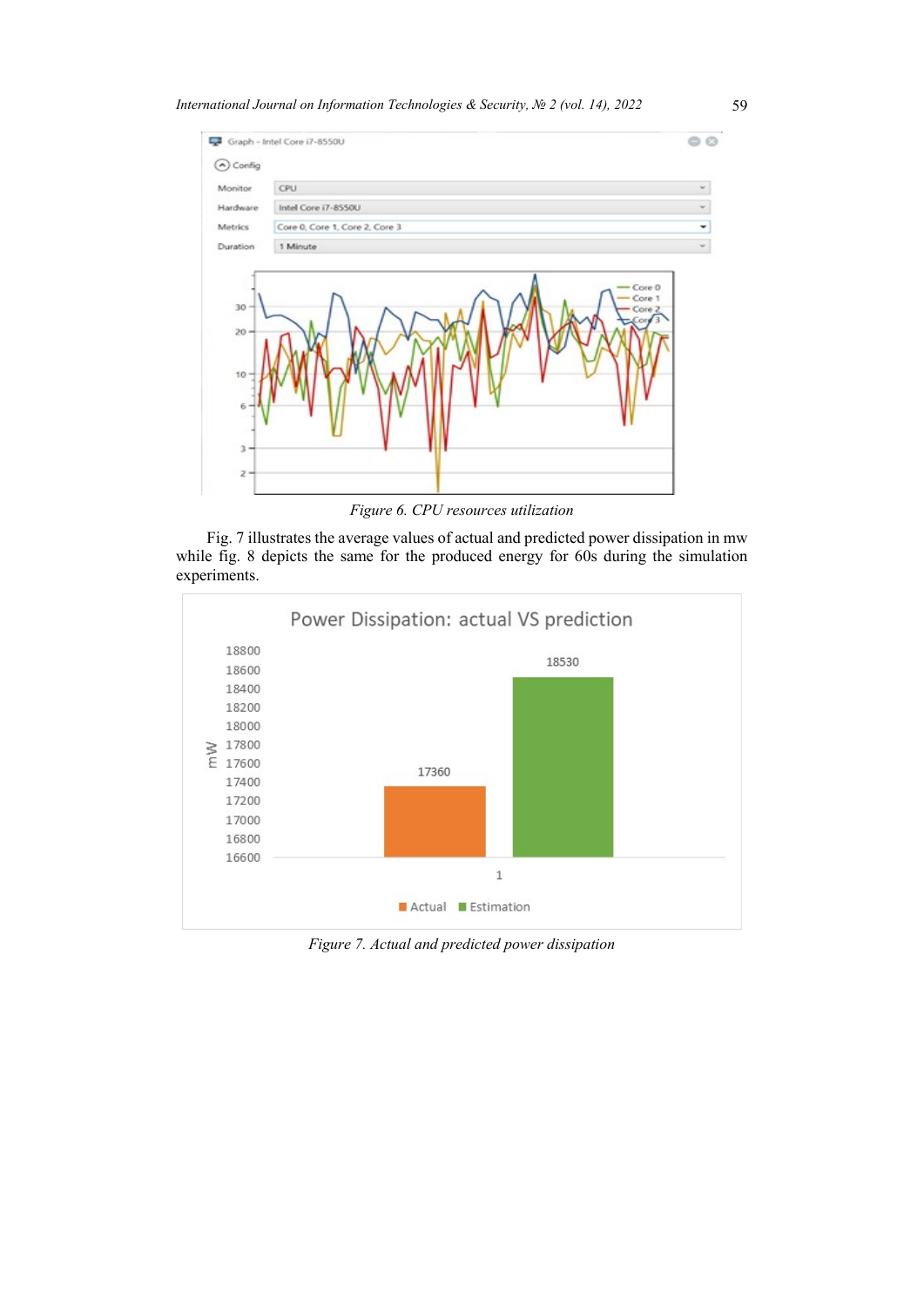Graph - Intel Core i7-8550U

Config

Monitor CPU

Hardware Intel Core i7-8550U

Metrics Core 0, Core 1, Core 2, Core 3

Duration 1 Minute

30
20
10
6
3
2

Core 0
Core 1
Core 2
Core 3

*Figure 6. CPU resources utilization*

Fig. 7 illustrates the average values of actual and predicted power dissipation in mw while fig. 8 depicts the same for the produced energy for 60s during the simulation experiments.

Power Dissipation: actual VS prediction

mW

18800
18600
18400
18200
18000
17800
17600
17400
17200
17000
16800
16600

17360
18530

1

Actual
Estimation

*Figure 7. Actual and predicted power dissipation*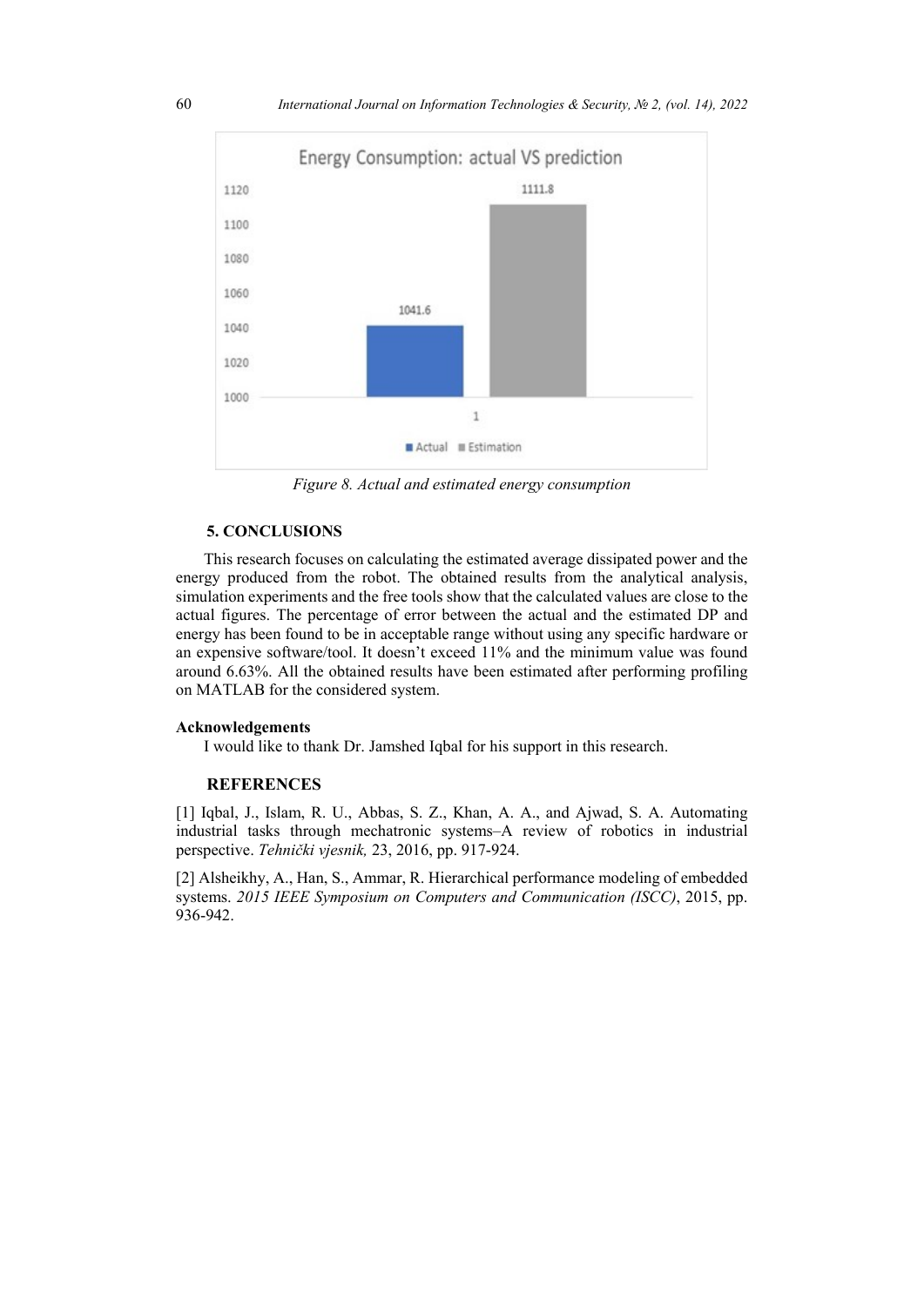Energy Consumption: actual VS prediction

1120
1100
1080
1060
1040
1020
1000

1041.6
1111.8

1

Actual   Estimation

*Figure 8. Actual and estimated energy consumption*

## 5. CONCLUSIONS

This research focuses on calculating the estimated average dissipated power and the energy produced from the robot. The obtained results from the analytical analysis, simulation experiments and the free tools show that the calculated values are close to the actual figures. The percentage of error between the actual and the estimated DP and energy has been found to be in acceptable range without using any specific hardware or an expensive software/tool. It doesn't exceed 11% and the minimum value was found around 6.63%. All the obtained results have been estimated after performing profiling on MATLAB for the considered system.

**Acknowledgements**

I would like to thank Dr. Jamshed Iqbal for his support in this research.

## REFERENCES

[1] Iqbal, J., Islam, R. U., Abbas, S. Z., Khan, A. A., and Ajwad, S. A. Automating industrial tasks through mechatronic systems–A review of robotics in industrial perspective. *Tehnički vjesnik,* 23, 2016, pp. 917-924.

[2] Alsheikhy, A., Han, S., Ammar, R. Hierarchical performance modeling of embedded systems. *2015 IEEE Symposium on Computers and Communication (ISCC)*, 2015, pp. 936-942.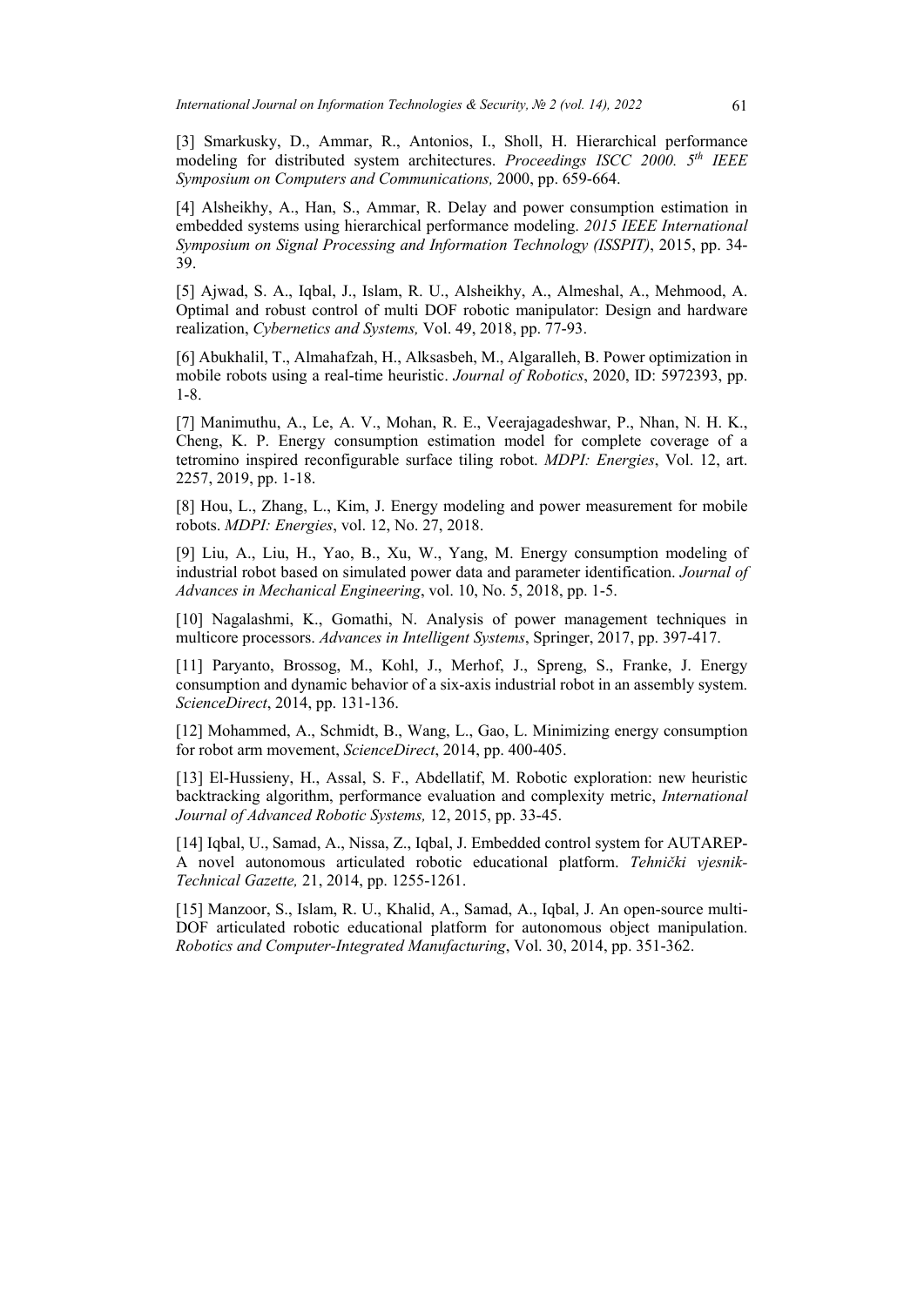[3] Smarkusky, D., Ammar, R., Antonios, I., Sholl, H. Hierarchical performance modeling for distributed system architectures. *Proceedings ISCC 2000. 5th IEEE Symposium on Computers and Communications,* 2000, pp. 659-664.

[4] Alsheikhy, A., Han, S., Ammar, R. Delay and power consumption estimation in embedded systems using hierarchical performance modeling. *2015 IEEE International Symposium on Signal Processing and Information Technology (ISSPIT)*, 2015, pp. 34-39.

[5] Ajwad, S. A., Iqbal, J., Islam, R. U., Alsheikhy, A., Almeshal, A., Mehmood, A. Optimal and robust control of multi DOF robotic manipulator: Design and hardware realization, *Cybernetics and Systems,* Vol. 49, 2018, pp. 77-93.

[6] Abukhalil, T., Almahafzah, H., Alksasbeh, M., Algaralleh, B. Power optimization in mobile robots using a real-time heuristic. *Journal of Robotics*, 2020, ID: 5972393, pp. 1-8.

[7] Manimuthu, A., Le, A. V., Mohan, R. E., Veerajagadeshwar, P., Nhan, N. H. K., Cheng, K. P. Energy consumption estimation model for complete coverage of a tetromino inspired reconfigurable surface tiling robot. *MDPI: Energies*, Vol. 12, art. 2257, 2019, pp. 1-18.

[8] Hou, L., Zhang, L., Kim, J. Energy modeling and power measurement for mobile robots. *MDPI: Energies*, vol. 12, No. 27, 2018.

[9] Liu, A., Liu, H., Yao, B., Xu, W., Yang, M. Energy consumption modeling of industrial robot based on simulated power data and parameter identification. *Journal of Advances in Mechanical Engineering*, vol. 10, No. 5, 2018, pp. 1-5.

[10] Nagalashmi, K., Gomathi, N. Analysis of power management techniques in multicore processors. *Advances in Intelligent Systems*, Springer, 2017, pp. 397-417.

[11] Paryanto, Brossog, M., Kohl, J., Merhof, J., Spreng, S., Franke, J. Energy consumption and dynamic behavior of a six-axis industrial robot in an assembly system. *ScienceDirect*, 2014, pp. 131-136.

[12] Mohammed, A., Schmidt, B., Wang, L., Gao, L. Minimizing energy consumption for robot arm movement, *ScienceDirect*, 2014, pp. 400-405.

[13] El-Hussieny, H., Assal, S. F., Abdellatif, M. Robotic exploration: new heuristic backtracking algorithm, performance evaluation and complexity metric, *International Journal of Advanced Robotic Systems,* 12, 2015, pp. 33-45.

[14] Iqbal, U., Samad, A., Nissa, Z., Iqbal, J. Embedded control system for AUTAREP- A novel autonomous articulated robotic educational platform. *Tehnički vjesnik-Technical Gazette,* 21, 2014, pp. 1255-1261.

[15] Manzoor, S., Islam, R. U., Khalid, A., Samad, A., Iqbal, J. An open-source multi-DOF articulated robotic educational platform for autonomous object manipulation. *Robotics and Computer-Integrated Manufacturing*, Vol. 30, 2014, pp. 351-362.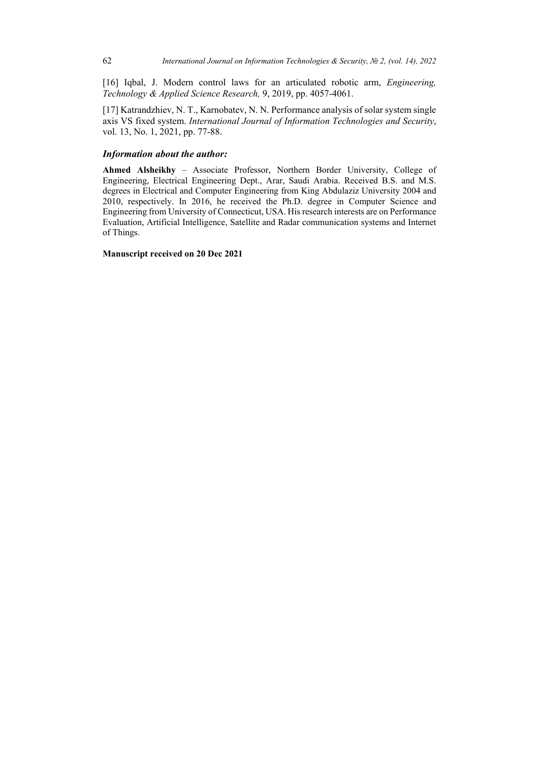[16] Iqbal, J. Modern control laws for an articulated robotic arm, *Engineering, Technology & Applied Science Research,* 9, 2019, pp. 4057-4061.

[17] Katrandzhiev, N. T., Karnobatev, N. N. Performance analysis of solar system single axis VS fixed system. *International Journal of Information Technologies and Security*, vol. 13, No. 1, 2021, pp. 77-88.

### *Information about the author:*

**Ahmed Alsheikhy** – Associate Professor, Northern Border University, College of Engineering, Electrical Engineering Dept., Arar, Saudi Arabia. Received B.S. and M.S. degrees in Electrical and Computer Engineering from King Abdulaziz University 2004 and 2010, respectively. In 2016, he received the Ph.D. degree in Computer Science and Engineering from University of Connecticut, USA. His research interests are on Performance Evaluation, Artificial Intelligence, Satellite and Radar communication systems and Internet of Things.

**Manuscript received on 20 Dec 2021**